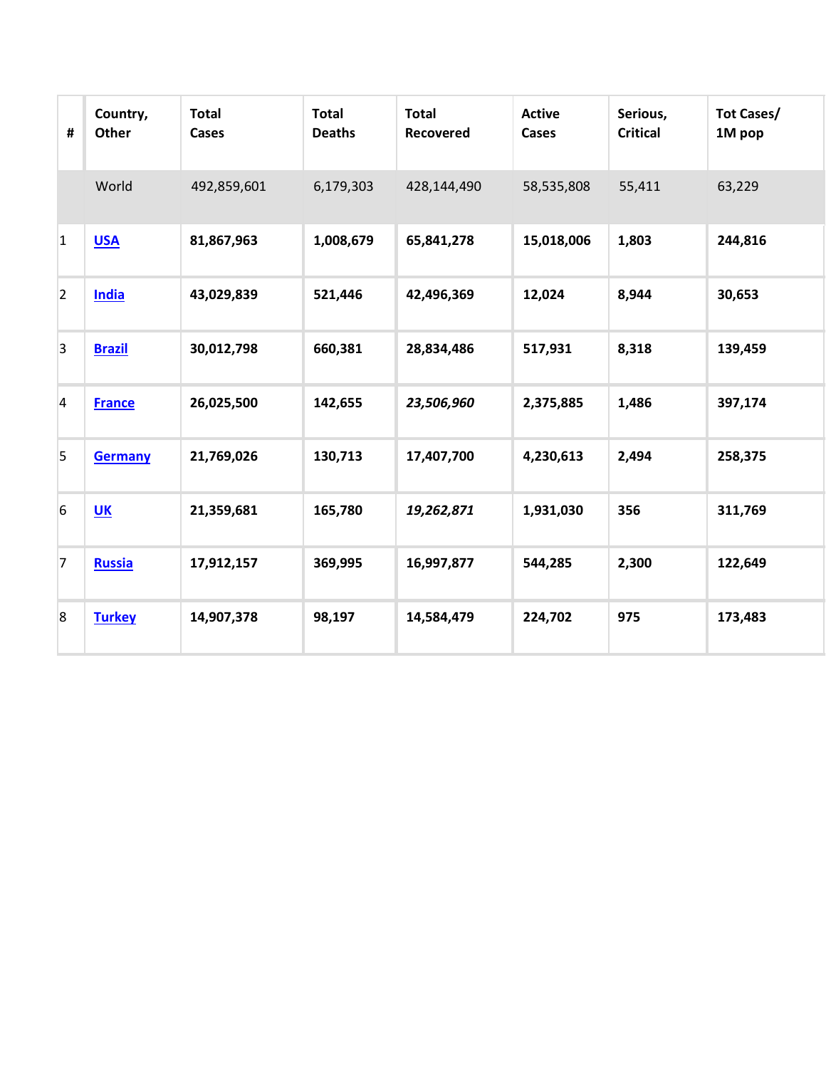| # | Country, Other | Total Cases | Total Deaths | Total Recovered | Active Cases | Serious, Critical | Tot Cases/ 1M pop |
|---|---|---|---|---|---|---|---|
| | World | 492,859,601 | 6,179,303 | 428,144,490 | 58,535,808 | 55,411 | 63,229 |
| 1 | **USA** | **81,867,963** | **1,008,679** | **65,841,278** | **15,018,006** | **1,803** | **244,816** |
| 2 | **India** | **43,029,839** | **521,446** | **42,496,369** | **12,024** | **8,944** | **30,653** |
| 3 | **Brazil** | **30,012,798** | **660,381** | **28,834,486** | **517,931** | **8,318** | **139,459** |
| 4 | **France** | **26,025,500** | **142,655** | ***23,506,960*** | **2,375,885** | **1,486** | **397,174** |
| 5 | **Germany** | **21,769,026** | **130,713** | **17,407,700** | **4,230,613** | **2,494** | **258,375** |
| 6 | **UK** | **21,359,681** | **165,780** | ***19,262,871*** | **1,931,030** | **356** | **311,769** |
| 7 | **Russia** | **17,912,157** | **369,995** | **16,997,877** | **544,285** | **2,300** | **122,649** |
| 8 | **Turkey** | **14,907,378** | **98,197** | **14,584,479** | **224,702** | **975** | **173,483** |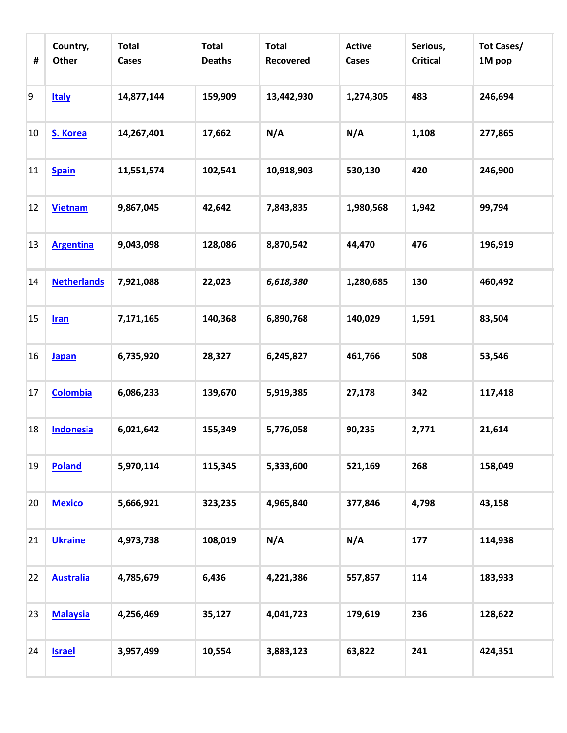| # | Country, Other | Total Cases | Total Deaths | Total Recovered | Active Cases | Serious, Critical | Tot Cases/ 1M pop |
|---|---|---|---|---|---|---|---|
| 9 | **Italy** | **14,877,144** | **159,909** | **13,442,930** | **1,274,305** | **483** | **246,694** |
| 10 | **S. Korea** | **14,267,401** | **17,662** | **N/A** | **N/A** | **1,108** | **277,865** |
| 11 | **Spain** | **11,551,574** | **102,541** | **10,918,903** | **530,130** | **420** | **246,900** |
| 12 | **Vietnam** | **9,867,045** | **42,642** | **7,843,835** | **1,980,568** | **1,942** | **99,794** |
| 13 | **Argentina** | **9,043,098** | **128,086** | **8,870,542** | **44,470** | **476** | **196,919** |
| 14 | **Netherlands** | **7,921,088** | **22,023** | ***6,618,380*** | **1,280,685** | **130** | **460,492** |
| 15 | **Iran** | **7,171,165** | **140,368** | **6,890,768** | **140,029** | **1,591** | **83,504** |
| 16 | **Japan** | **6,735,920** | **28,327** | **6,245,827** | **461,766** | **508** | **53,546** |
| 17 | **Colombia** | **6,086,233** | **139,670** | **5,919,385** | **27,178** | **342** | **117,418** |
| 18 | **Indonesia** | **6,021,642** | **155,349** | **5,776,058** | **90,235** | **2,771** | **21,614** |
| 19 | **Poland** | **5,970,114** | **115,345** | **5,333,600** | **521,169** | **268** | **158,049** |
| 20 | **Mexico** | **5,666,921** | **323,235** | **4,965,840** | **377,846** | **4,798** | **43,158** |
| 21 | **Ukraine** | **4,973,738** | **108,019** | **N/A** | **N/A** | **177** | **114,938** |
| 22 | **Australia** | **4,785,679** | **6,436** | **4,221,386** | **557,857** | **114** | **183,933** |
| 23 | **Malaysia** | **4,256,469** | **35,127** | **4,041,723** | **179,619** | **236** | **128,622** |
| 24 | **Israel** | **3,957,499** | **10,554** | **3,883,123** | **63,822** | **241** | **424,351** |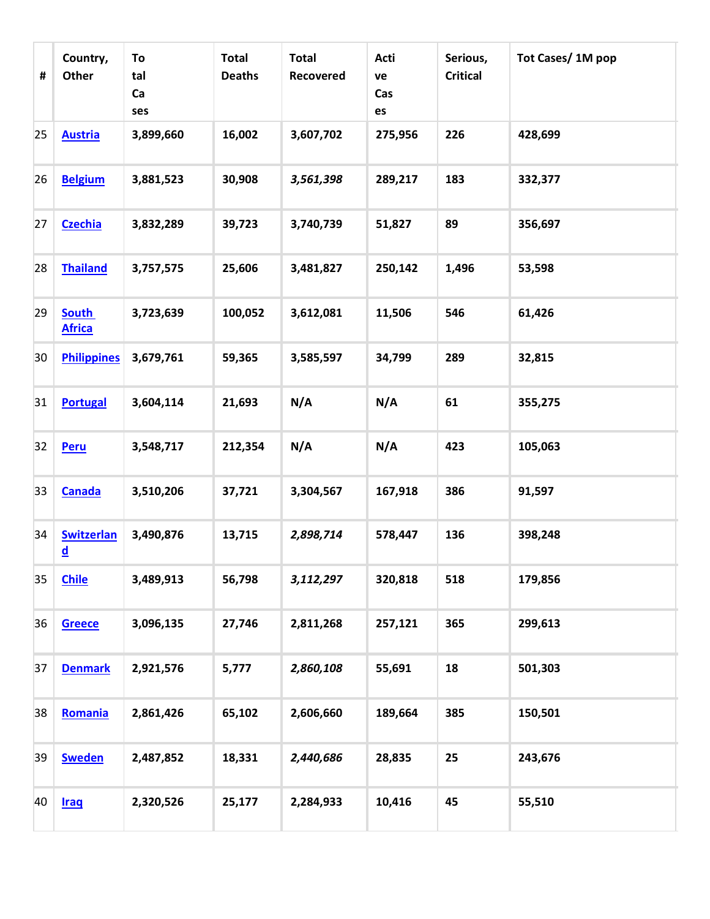| # | Country, Other | Total Cases | Total Deaths | Total Recovered | Active Cases | Serious, Critical | Tot Cases/ 1M pop |
|---|---|---|---|---|---|---|---|
| 25 | **Austria** | **3,899,660** | **16,002** | **3,607,702** | **275,956** | **226** | **428,699** |
| 26 | **Belgium** | **3,881,523** | **30,908** | ***3,561,398*** | **289,217** | **183** | **332,377** |
| 27 | **Czechia** | **3,832,289** | **39,723** | **3,740,739** | **51,827** | **89** | **356,697** |
| 28 | **Thailand** | **3,757,575** | **25,606** | **3,481,827** | **250,142** | **1,496** | **53,598** |
| 29 | **South Africa** | **3,723,639** | **100,052** | **3,612,081** | **11,506** | **546** | **61,426** |
| 30 | **Philippines** | **3,679,761** | **59,365** | **3,585,597** | **34,799** | **289** | **32,815** |
| 31 | **Portugal** | **3,604,114** | **21,693** | **N/A** | **N/A** | **61** | **355,275** |
| 32 | **Peru** | **3,548,717** | **212,354** | **N/A** | **N/A** | **423** | **105,063** |
| 33 | **Canada** | **3,510,206** | **37,721** | **3,304,567** | **167,918** | **386** | **91,597** |
| 34 | **Switzerland** | **3,490,876** | **13,715** | ***2,898,714*** | **578,447** | **136** | **398,248** |
| 35 | **Chile** | **3,489,913** | **56,798** | ***3,112,297*** | **320,818** | **518** | **179,856** |
| 36 | **Greece** | **3,096,135** | **27,746** | **2,811,268** | **257,121** | **365** | **299,613** |
| 37 | **Denmark** | **2,921,576** | **5,777** | ***2,860,108*** | **55,691** | **18** | **501,303** |
| 38 | **Romania** | **2,861,426** | **65,102** | **2,606,660** | **189,664** | **385** | **150,501** |
| 39 | **Sweden** | **2,487,852** | **18,331** | ***2,440,686*** | **28,835** | **25** | **243,676** |
| 40 | **Iraq** | **2,320,526** | **25,177** | **2,284,933** | **10,416** | **45** | **55,510** |